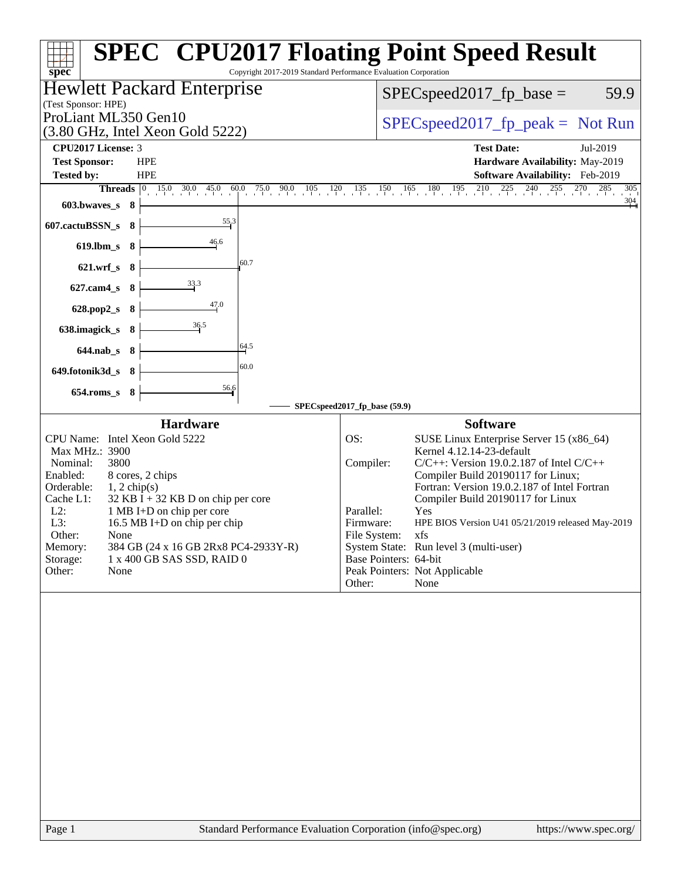# SPEC CPU2017 Floating Point Speed Result

Copyright 2017-2019 Standard Performance Evaluation Corporation

## Hewlett Packard Enterprise
(Test Sponsor: HPE)

ProLiant ML350 Gen10
(3.80 GHz, Intel Xeon Gold 5222)

SPECspeed2017_fp_base = 59.9

SPECspeed2017_fp_peak = Not Run

| | | | |
|---|---|---|---|
| **CPU2017 License:** | 3 | **Test Date:** | Jul-2019 |
| **Test Sponsor:** | HPE | **Hardware Availability:** | May-2019 |
| **Tested by:** | HPE | **Software Availability:** | Feb-2019 |

| Benchmark | Threads | SPECspeed2017_fp_base |
|---|---|---|
| 603.bwaves_s | 8 | 304 |
| 607.cactuBSSN_s | 8 | 55.3 |
| 619.lbm_s | 8 | 46.6 |
| 621.wrf_s | 8 | 60.7 |
| 627.cam4_s | 8 | 33.3 |
| 628.pop2_s | 8 | 47.0 |
| 638.imagick_s | 8 | 36.5 |
| 644.nab_s | 8 | 64.5 |
| 649.fotonik3d_s | 8 | 60.0 |
| 654.roms_s | 8 | 56.6 |

SPECspeed2017_fp_base (59.9)

### Hardware

| | |
|---|---|
| CPU Name: | Intel Xeon Gold 5222 |
| Max MHz.: | 3900 |
| Nominal: | 3800 |
| Enabled: | 8 cores, 2 chips |
| Orderable: | 1, 2 chip(s) |
| Cache L1: | 32 KB I + 32 KB D on chip per core |
| L2: | 1 MB I+D on chip per core |
| L3: | 16.5 MB I+D on chip per chip |
| Other: | None |
| Memory: | 384 GB (24 x 16 GB 2Rx8 PC4-2933Y-R) |
| Storage: | 1 x 400 GB SAS SSD, RAID 0 |
| Other: | None |

### Software

| | |
|---|---|
| OS: | SUSE Linux Enterprise Server 15 (x86_64) Kernel 4.12.14-23-default |
| Compiler: | C/C++: Version 19.0.2.187 of Intel C/C++ Compiler Build 20190117 for Linux; Fortran: Version 19.0.2.187 of Intel Fortran Compiler Build 20190117 for Linux |
| Parallel: | Yes |
| Firmware: | HPE BIOS Version U41 05/21/2019 released May-2019 |
| File System: | xfs |
| System State: | Run level 3 (multi-user) |
| Base Pointers: | 64-bit |
| Peak Pointers: | Not Applicable |
| Other: | None |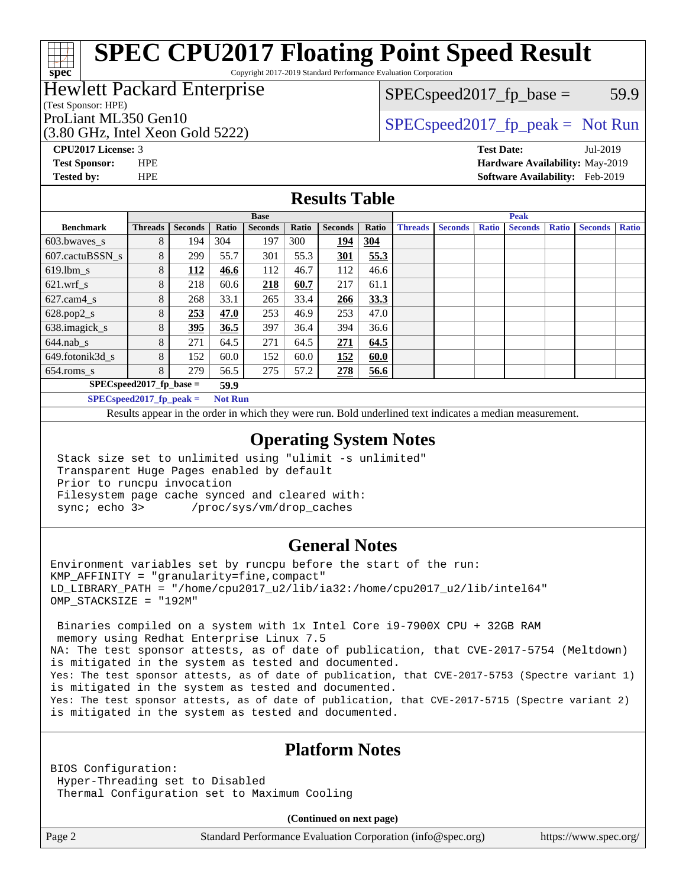# SPEC CPU2017 Floating Point Speed Result

Copyright 2017-2019 Standard Performance Evaluation Corporation

**Hewlett Packard Enterprise**
(Test Sponsor: HPE)
ProLiant ML350 Gen10
(3.80 GHz, Intel Xeon Gold 5222)

SPECspeed2017_fp_base = 59.9

SPECspeed2017_fp_peak = Not Run

**CPU2017 License:** 3
**Test Sponsor:** HPE
**Tested by:** HPE

**Test Date:** Jul-2019
**Hardware Availability:** May-2019
**Software Availability:** Feb-2019

## Results Table

| Benchmark | Base | | | | | | | Peak | | | | | | |
|---|---|---|---|---|---|---|---|---|---|---|---|---|---|---|
| | Threads | Seconds | Ratio | Seconds | Ratio | Seconds | Ratio | Threads | Seconds | Ratio | Seconds | Ratio | Seconds | Ratio |
| 603.bwaves_s | 8 | 194 | 304 | 197 | 300 | **194** | **304** | | | | | | | |
| 607.cactuBSSN_s | 8 | 299 | 55.7 | 301 | 55.3 | **301** | **55.3** | | | | | | | |
| 619.lbm_s | 8 | **112** | **46.6** | 112 | 46.7 | 112 | 46.6 | | | | | | | |
| 621.wrf_s | 8 | 218 | 60.6 | **218** | **60.7** | 217 | 61.1 | | | | | | | |
| 627.cam4_s | 8 | 268 | 33.1 | 265 | 33.4 | **266** | **33.3** | | | | | | | |
| 628.pop2_s | 8 | **253** | **47.0** | 253 | 46.9 | 253 | 47.0 | | | | | | | |
| 638.imagick_s | 8 | **395** | **36.5** | 397 | 36.4 | 394 | 36.6 | | | | | | | |
| 644.nab_s | 8 | 271 | 64.5 | 271 | 64.5 | **271** | **64.5** | | | | | | | |
| 649.fotonik3d_s | 8 | 152 | 60.0 | 152 | 60.0 | **152** | **60.0** | | | | | | | |
| 654.roms_s | 8 | 279 | 56.5 | 275 | 57.2 | **278** | **56.6** | | | | | | | |

**SPECspeed2017_fp_base = 59.9**

**SPECspeed2017_fp_peak = Not Run**

Results appear in the order in which they were run. Bold underlined text indicates a median measurement.

## Operating System Notes

```
Stack size set to unlimited using "ulimit -s unlimited"
Transparent Huge Pages enabled by default
Prior to runcpu invocation
Filesystem page cache synced and cleared with:
sync; echo 3>       /proc/sys/vm/drop_caches
```

## General Notes

```
Environment variables set by runcpu before the start of the run:
KMP_AFFINITY = "granularity=fine,compact"
LD_LIBRARY_PATH = "/home/cpu2017_u2/lib/ia32:/home/cpu2017_u2/lib/intel64"
OMP_STACKSIZE = "192M"

 Binaries compiled on a system with 1x Intel Core i9-7900X CPU + 32GB RAM
 memory using Redhat Enterprise Linux 7.5
NA: The test sponsor attests, as of date of publication, that CVE-2017-5754 (Meltdown)
is mitigated in the system as tested and documented.
Yes: The test sponsor attests, as of date of publication, that CVE-2017-5753 (Spectre variant 1)
is mitigated in the system as tested and documented.
Yes: The test sponsor attests, as of date of publication, that CVE-2017-5715 (Spectre variant 2)
is mitigated in the system as tested and documented.
```

## Platform Notes

```
BIOS Configuration:
 Hyper-Threading set to Disabled
 Thermal Configuration set to Maximum Cooling
```

**(Continued on next page)**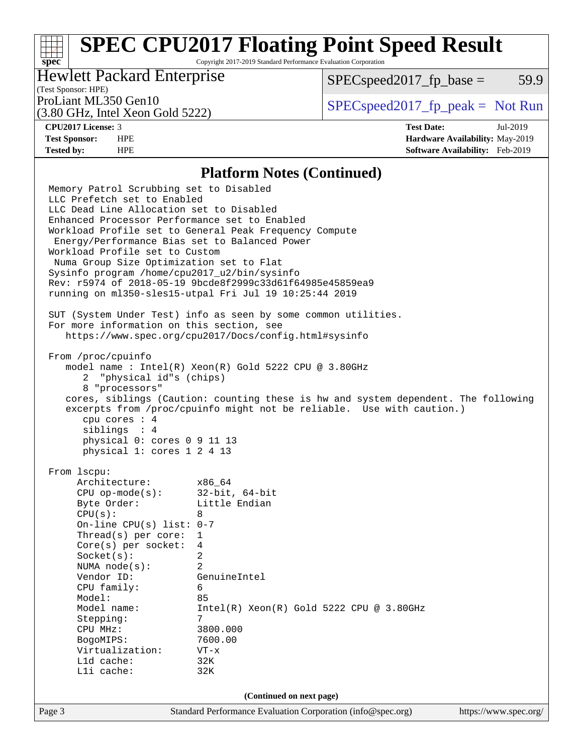# SPEC CPU2017 Floating Point Speed Result

Copyright 2017-2019 Standard Performance Evaluation Corporation

**Hewlett Packard Enterprise**
(Test Sponsor: HPE)
ProLiant ML350 Gen10
(3.80 GHz, Intel Xeon Gold 5222)

SPECspeed2017_fp_base = 59.9

SPECspeed2017_fp_peak = Not Run

**CPU2017 License:** 3
**Test Sponsor:** HPE
**Tested by:** HPE

**Test Date:** Jul-2019
**Hardware Availability:** May-2019
**Software Availability:** Feb-2019

## Platform Notes (Continued)

```
Memory Patrol Scrubbing set to Disabled
LLC Prefetch set to Enabled
LLC Dead Line Allocation set to Disabled
Enhanced Processor Performance set to Enabled
Workload Profile set to General Peak Frequency Compute
 Energy/Performance Bias set to Balanced Power
Workload Profile set to Custom
 Numa Group Size Optimization set to Flat
Sysinfo program /home/cpu2017_u2/bin/sysinfo
Rev: r5974 of 2018-05-19 9bcde8f2999c33d61f64985e45859ea9
running on ml350-sles15-utpal Fri Jul 19 10:25:44 2019

SUT (System Under Test) info as seen by some common utilities.
For more information on this section, see
   https://www.spec.org/cpu2017/Docs/config.html#sysinfo

From /proc/cpuinfo
   model name : Intel(R) Xeon(R) Gold 5222 CPU @ 3.80GHz
      2  "physical id"s (chips)
      8 "processors"
   cores, siblings (Caution: counting these is hw and system dependent. The following
   excerpts from /proc/cpuinfo might not be reliable.  Use with caution.)
      cpu cores : 4
      siblings  : 4
      physical 0: cores 0 9 11 13
      physical 1: cores 1 2 4 13

From lscpu:
     Architecture:        x86_64
     CPU op-mode(s):      32-bit, 64-bit
     Byte Order:          Little Endian
     CPU(s):              8
     On-line CPU(s) list: 0-7
     Thread(s) per core:  1
     Core(s) per socket:  4
     Socket(s):           2
     NUMA node(s):        2
     Vendor ID:           GenuineIntel
     CPU family:          6
     Model:               85
     Model name:          Intel(R) Xeon(R) Gold 5222 CPU @ 3.80GHz
     Stepping:            7
     CPU MHz:             3800.000
     BogoMIPS:            7600.00
     Virtualization:      VT-x
     L1d cache:           32K
     L1i cache:           32K
```

(Continued on next page)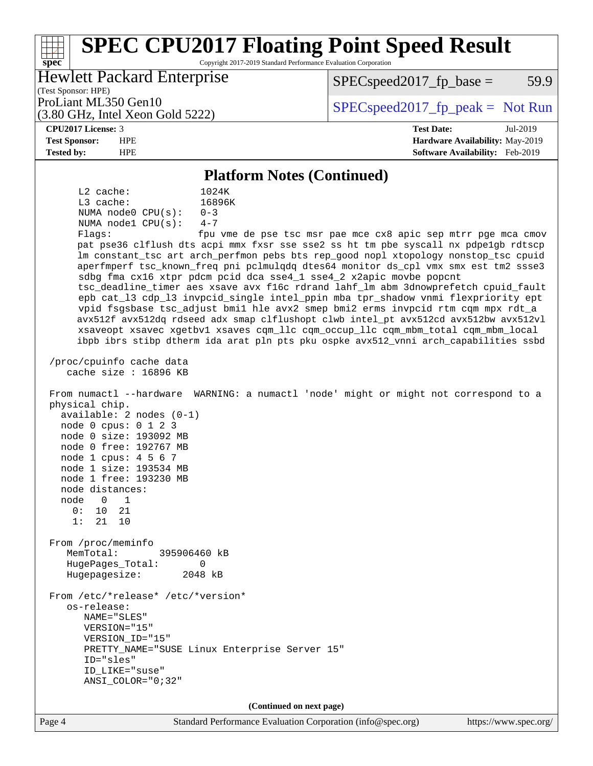## Platform Notes (Continued)

```
     L2 cache:              1024K
     L3 cache:              16896K
     NUMA node0 CPU(s):     0-3
     NUMA node1 CPU(s):     4-7
     Flags:                 fpu vme de pse tsc msr pae mce cx8 apic sep mtrr pge mca cmov
     pat pse36 clflush dts acpi mmx fxsr sse sse2 ss ht tm pbe syscall nx pdpe1gb rdtscp
     lm constant_tsc art arch_perfmon pebs bts rep_good nopl xtopology nonstop_tsc cpuid
     aperfmperf tsc_known_freq pni pclmulqdq dtes64 monitor ds_cpl vmx smx est tm2 ssse3
     sdbg fma cx16 xtpr pdcm pcid dca sse4_1 sse4_2 x2apic movbe popcnt
     tsc_deadline_timer aes xsave avx f16c rdrand lahf_lm abm 3dnowprefetch cpuid_fault
     epb cat_l3 cdp_l3 invpcid_single intel_ppin mba tpr_shadow vnmi flexpriority ept
     vpid fsgsbase tsc_adjust bmi1 hle avx2 smep bmi2 erms invpcid rtm cqm mpx rdt_a
     avx512f avx512dq rdseed adx smap clflushopt clwb intel_pt avx512cd avx512bw avx512vl
     xsaveopt xsavec xgetbv1 xsaves cqm_llc cqm_occup_llc cqm_mbm_total cqm_mbm_local
     ibpb ibrs stibp dtherm ida arat pln pts pku ospke avx512_vnni arch_capabilities ssbd

 /proc/cpuinfo cache data
    cache size : 16896 KB

 From numactl --hardware  WARNING: a numactl 'node' might or might not correspond to a
 physical chip.
   available: 2 nodes (0-1)
   node 0 cpus: 0 1 2 3
   node 0 size: 193092 MB
   node 0 free: 192767 MB
   node 1 cpus: 4 5 6 7
   node 1 size: 193534 MB
   node 1 free: 193230 MB
   node distances:
   node   0   1
     0:  10  21
     1:  21  10

 From /proc/meminfo
    MemTotal:       395906460 kB
    HugePages_Total:       0
    Hugepagesize:       2048 kB

 From /etc/*release* /etc/*version*
    os-release:
       NAME="SLES"
       VERSION="15"
       VERSION_ID="15"
       PRETTY_NAME="SUSE Linux Enterprise Server 15"
       ID="sles"
       ID_LIKE="suse"
       ANSI_COLOR="0;32"
```

**(Continued on next page)**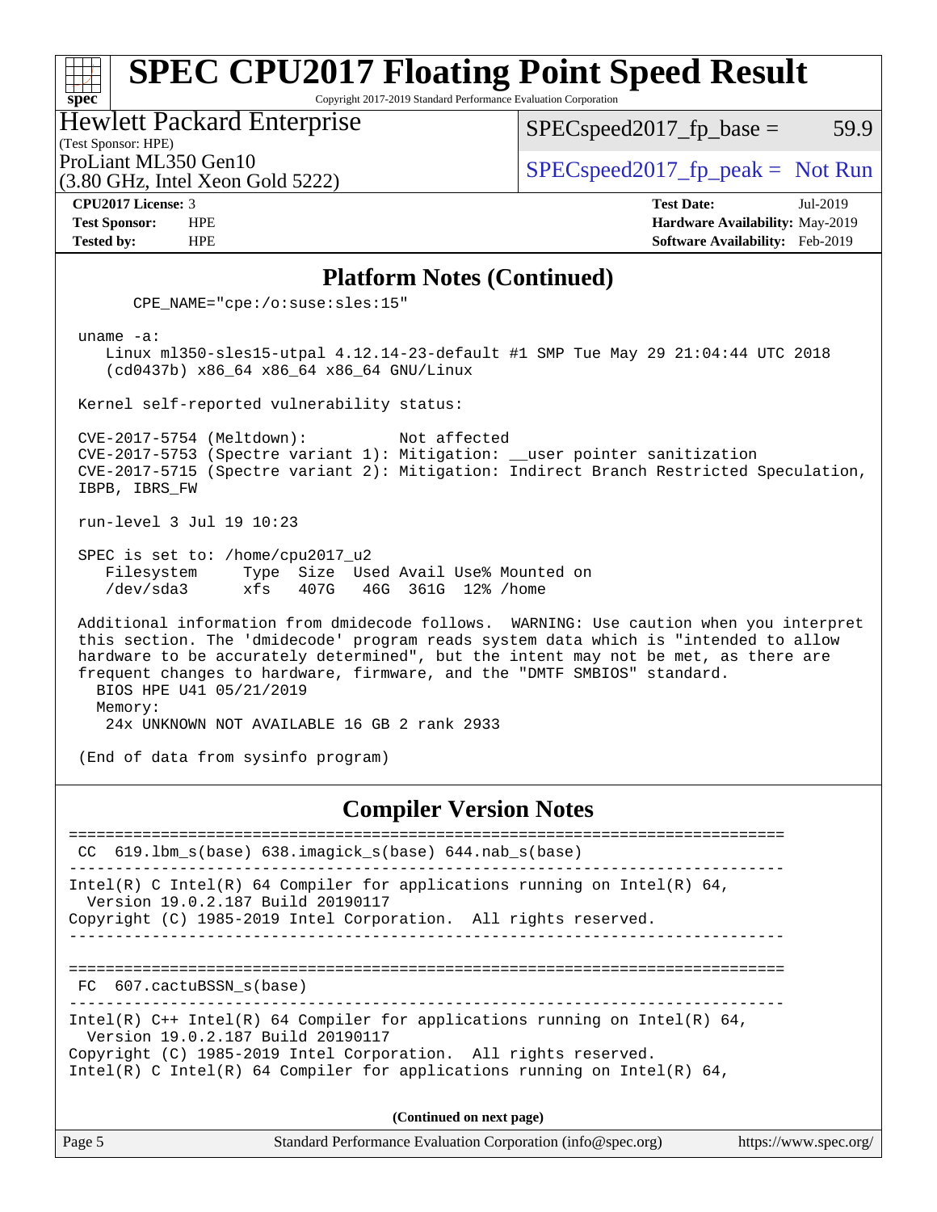# SPEC CPU2017 Floating Point Speed Result

Copyright 2017-2019 Standard Performance Evaluation Corporation

**Hewlett Packard Enterprise**
(Test Sponsor: HPE)

ProLiant ML350 Gen10
(3.80 GHz, Intel Xeon Gold 5222)

SPECspeed2017_fp_base = 59.9

SPECspeed2017_fp_peak = Not Run

| | | | |
|---|---|---|---|
| **CPU2017 License:** | 3 | **Test Date:** | Jul-2019 |
| **Test Sponsor:** | HPE | **Hardware Availability:** | May-2019 |
| **Tested by:** | HPE | **Software Availability:** | Feb-2019 |

## Platform Notes (Continued)

```
      CPE_NAME="cpe:/o:suse:sles:15"

 uname -a:
    Linux ml350-sles15-utpal 4.12.14-23-default #1 SMP Tue May 29 21:04:44 UTC 2018
    (cd0437b) x86_64 x86_64 x86_64 GNU/Linux

 Kernel self-reported vulnerability status:

 CVE-2017-5754 (Meltdown):          Not affected
 CVE-2017-5753 (Spectre variant 1): Mitigation: __user pointer sanitization
 CVE-2017-5715 (Spectre variant 2): Mitigation: Indirect Branch Restricted Speculation,
 IBPB, IBRS_FW

 run-level 3 Jul 19 10:23

 SPEC is set to: /home/cpu2017_u2
    Filesystem     Type  Size  Used Avail Use% Mounted on
    /dev/sda3      xfs   407G   46G  361G  12% /home

 Additional information from dmidecode follows.  WARNING: Use caution when you interpret
 this section. The 'dmidecode' program reads system data which is "intended to allow
 hardware to be accurately determined", but the intent may not be met, as there are
 frequent changes to hardware, firmware, and the "DMTF SMBIOS" standard.
   BIOS HPE U41 05/21/2019
   Memory:
    24x UNKNOWN NOT AVAILABLE 16 GB 2 rank 2933

 (End of data from sysinfo program)
```

## Compiler Version Notes

```
==============================================================================
 CC  619.lbm_s(base) 638.imagick_s(base) 644.nab_s(base)
------------------------------------------------------------------------------
Intel(R) C Intel(R) 64 Compiler for applications running on Intel(R) 64,
  Version 19.0.2.187 Build 20190117
Copyright (C) 1985-2019 Intel Corporation.  All rights reserved.
------------------------------------------------------------------------------

==============================================================================
 FC  607.cactuBSSN_s(base)
------------------------------------------------------------------------------
Intel(R) C++ Intel(R) 64 Compiler for applications running on Intel(R) 64,
  Version 19.0.2.187 Build 20190117
Copyright (C) 1985-2019 Intel Corporation.  All rights reserved.
Intel(R) C Intel(R) 64 Compiler for applications running on Intel(R) 64,
```

**(Continued on next page)**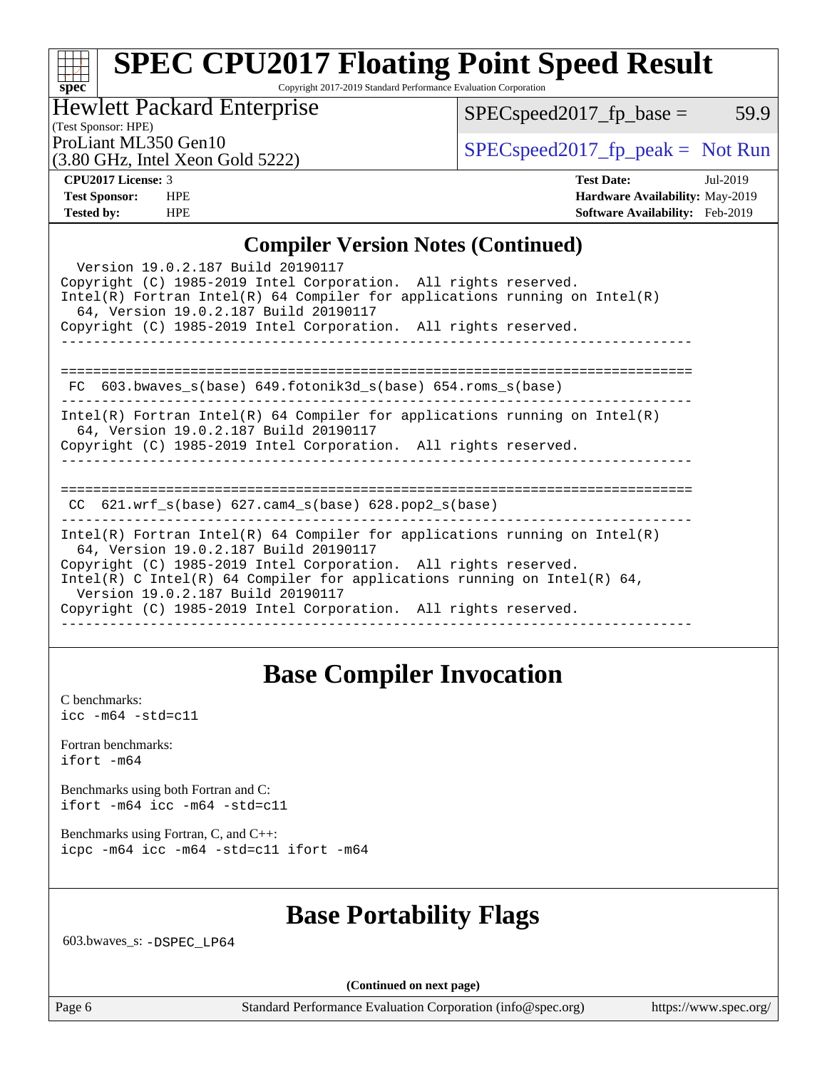## Compiler Version Notes (Continued)

```
  Version 19.0.2.187 Build 20190117
Copyright (C) 1985-2019 Intel Corporation.  All rights reserved.
Intel(R) Fortran Intel(R) 64 Compiler for applications running on Intel(R)
  64, Version 19.0.2.187 Build 20190117
Copyright (C) 1985-2019 Intel Corporation.  All rights reserved.
------------------------------------------------------------------------------

==============================================================================
 FC  603.bwaves_s(base) 649.fotonik3d_s(base) 654.roms_s(base)
------------------------------------------------------------------------------
Intel(R) Fortran Intel(R) 64 Compiler for applications running on Intel(R)
  64, Version 19.0.2.187 Build 20190117
Copyright (C) 1985-2019 Intel Corporation.  All rights reserved.
------------------------------------------------------------------------------

==============================================================================
 CC  621.wrf_s(base) 627.cam4_s(base) 628.pop2_s(base)
------------------------------------------------------------------------------
Intel(R) Fortran Intel(R) 64 Compiler for applications running on Intel(R)
  64, Version 19.0.2.187 Build 20190117
Copyright (C) 1985-2019 Intel Corporation.  All rights reserved.
Intel(R) C Intel(R) 64 Compiler for applications running on Intel(R) 64,
  Version 19.0.2.187 Build 20190117
Copyright (C) 1985-2019 Intel Corporation.  All rights reserved.
------------------------------------------------------------------------------
```

## Base Compiler Invocation

C benchmarks:
`icc -m64 -std=c11`

Fortran benchmarks:
`ifort -m64`

Benchmarks using both Fortran and C:
`ifort -m64 icc -m64 -std=c11`

Benchmarks using Fortran, C, and C++:
`icpc -m64 icc -m64 -std=c11 ifort -m64`

## Base Portability Flags

603.bwaves_s: `-DSPEC_LP64`

**(Continued on next page)**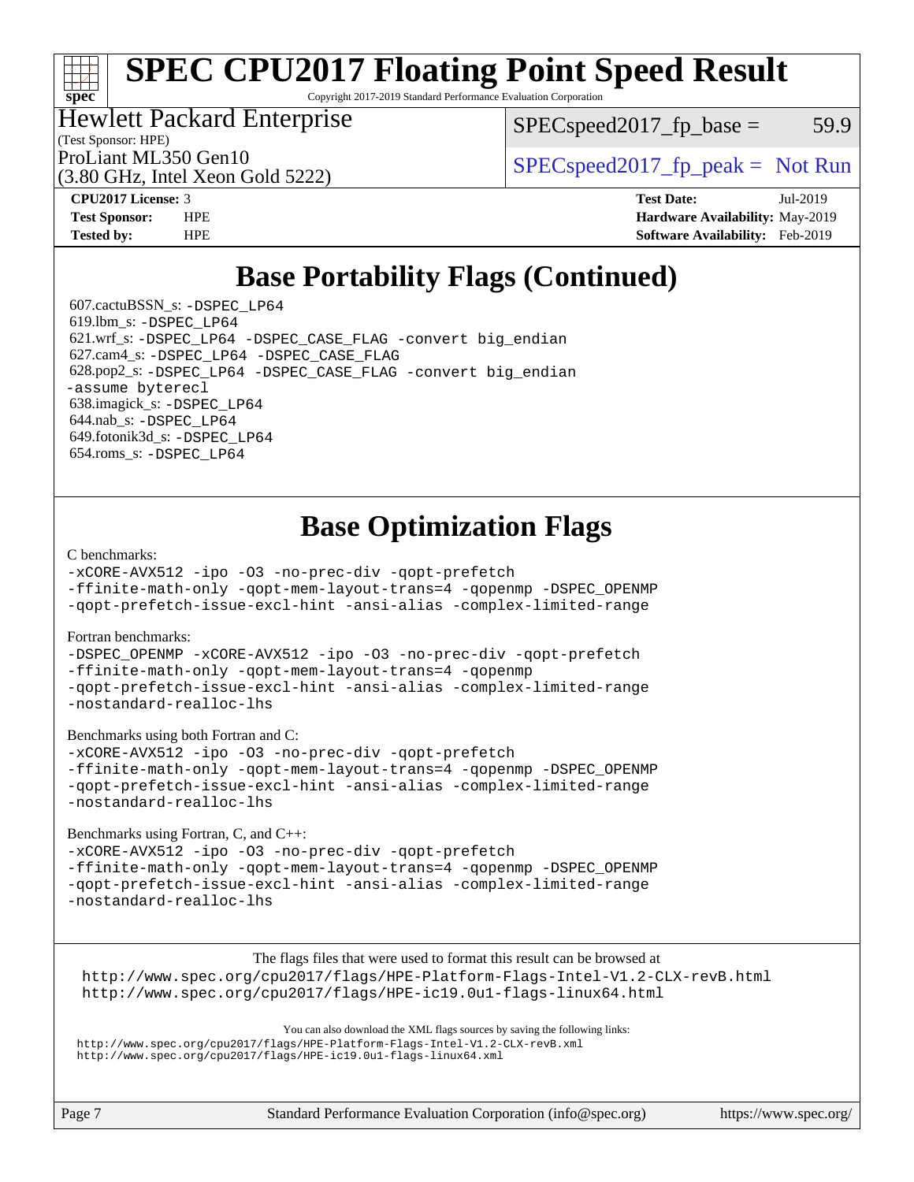# SPEC CPU2017 Floating Point Speed Result

Copyright 2017-2019 Standard Performance Evaluation Corporation

**Hewlett Packard Enterprise**
(Test Sponsor: HPE)
ProLiant ML350 Gen10
(3.80 GHz, Intel Xeon Gold 5222)

SPECspeed2017_fp_base = 59.9

SPECspeed2017_fp_peak = Not Run

| | | | |
|---|---|---|---|
| **CPU2017 License:** | 3 | **Test Date:** | Jul-2019 |
| **Test Sponsor:** | HPE | **Hardware Availability:** | May-2019 |
| **Tested by:** | HPE | **Software Availability:** | Feb-2019 |

## Base Portability Flags (Continued)

607.cactuBSSN_s: -DSPEC_LP64
619.lbm_s: -DSPEC_LP64
621.wrf_s: -DSPEC_LP64 -DSPEC_CASE_FLAG -convert big_endian
627.cam4_s: -DSPEC_LP64 -DSPEC_CASE_FLAG
628.pop2_s: -DSPEC_LP64 -DSPEC_CASE_FLAG -convert big_endian -assume byterecl
638.imagick_s: -DSPEC_LP64
644.nab_s: -DSPEC_LP64
649.fotonik3d_s: -DSPEC_LP64
654.roms_s: -DSPEC_LP64

## Base Optimization Flags

C benchmarks:
```
-xCORE-AVX512 -ipo -O3 -no-prec-div -qopt-prefetch
-ffinite-math-only -qopt-mem-layout-trans=4 -qopenmp -DSPEC_OPENMP
-qopt-prefetch-issue-excl-hint -ansi-alias -complex-limited-range
```

Fortran benchmarks:
```
-DSPEC_OPENMP -xCORE-AVX512 -ipo -O3 -no-prec-div -qopt-prefetch
-ffinite-math-only -qopt-mem-layout-trans=4 -qopenmp
-qopt-prefetch-issue-excl-hint -ansi-alias -complex-limited-range
-nostandard-realloc-lhs
```

Benchmarks using both Fortran and C:
```
-xCORE-AVX512 -ipo -O3 -no-prec-div -qopt-prefetch
-ffinite-math-only -qopt-mem-layout-trans=4 -qopenmp -DSPEC_OPENMP
-qopt-prefetch-issue-excl-hint -ansi-alias -complex-limited-range
-nostandard-realloc-lhs
```

Benchmarks using Fortran, C, and C++:
```
-xCORE-AVX512 -ipo -O3 -no-prec-div -qopt-prefetch
-ffinite-math-only -qopt-mem-layout-trans=4 -qopenmp -DSPEC_OPENMP
-qopt-prefetch-issue-excl-hint -ansi-alias -complex-limited-range
-nostandard-realloc-lhs
```

The flags files that were used to format this result can be browsed at
http://www.spec.org/cpu2017/flags/HPE-Platform-Flags-Intel-V1.2-CLX-revB.html
http://www.spec.org/cpu2017/flags/HPE-ic19.0u1-flags-linux64.html

You can also download the XML flags sources by saving the following links:
http://www.spec.org/cpu2017/flags/HPE-Platform-Flags-Intel-V1.2-CLX-revB.xml
http://www.spec.org/cpu2017/flags/HPE-ic19.0u1-flags-linux64.xml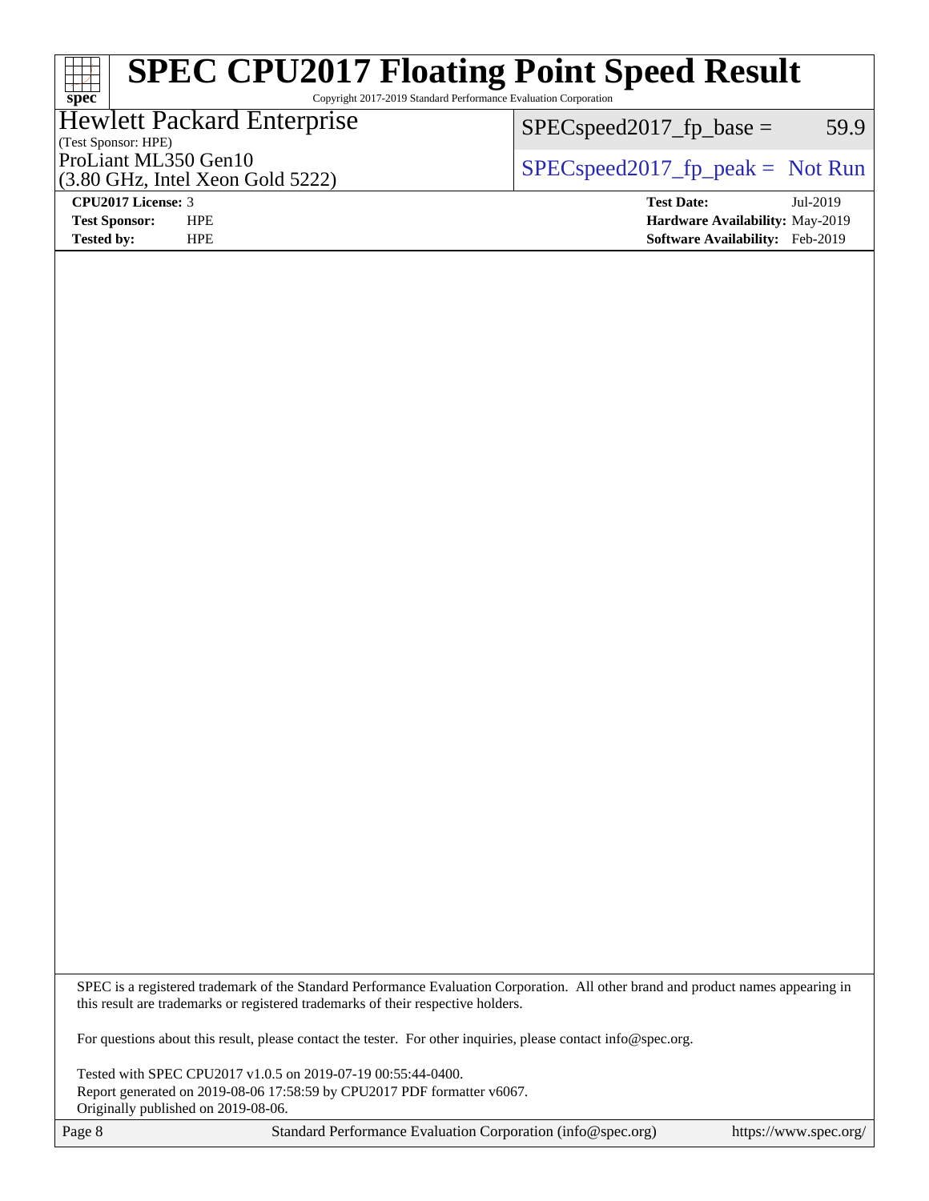SPEC is a registered trademark of the Standard Performance Evaluation Corporation. All other brand and product names appearing in this result are trademarks or registered trademarks of their respective holders.

For questions about this result, please contact the tester. For other inquiries, please contact info@spec.org.

Tested with SPEC CPU2017 v1.0.5 on 2019-07-19 00:55:44-0400.
Report generated on 2019-08-06 17:58:59 by CPU2017 PDF formatter v6067.
Originally published on 2019-08-06.